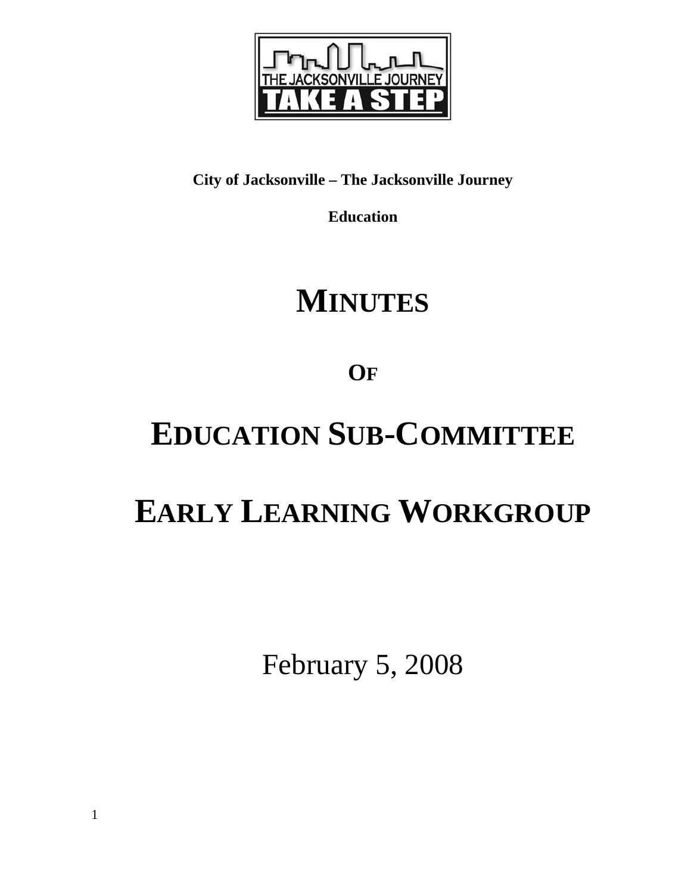THE JACKSONVILLE JOURNEY TAKE A STEP

**City of Jacksonville – The Jacksonville Journey**

**Education**

# MINUTES

# OF

# EDUCATION SUB-COMMITTEE

# EARLY LEARNING WORKGROUP

February 5, 2008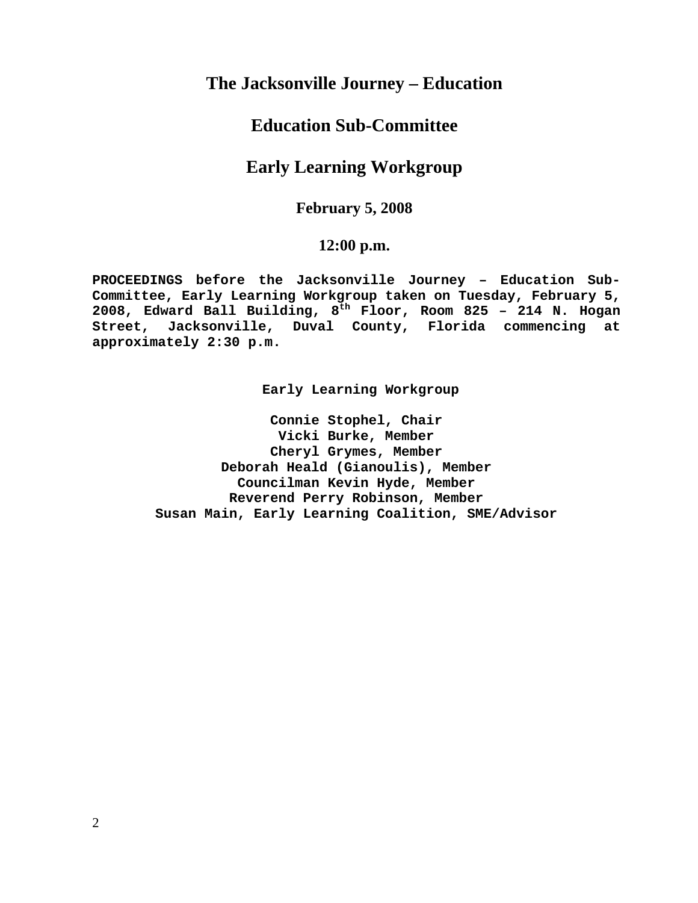# The Jacksonville Journey – Education

## Education Sub-Committee

## Early Learning Workgroup

**February 5, 2008**

**12:00 p.m.**

**PROCEEDINGS before the Jacksonville Journey – Education Sub-Committee, Early Learning Workgroup taken on Tuesday, February 5, 2008, Edward Ball Building, 8th Floor, Room 825 – 214 N. Hogan Street, Jacksonville, Duval County, Florida commencing at approximately 2:30 p.m.**

**Early Learning Workgroup**

**Connie Stophel, Chair**
**Vicki Burke, Member**
**Cheryl Grymes, Member**
**Deborah Heald (Gianoulis), Member**
**Councilman Kevin Hyde, Member**
**Reverend Perry Robinson, Member**
**Susan Main, Early Learning Coalition, SME/Advisor**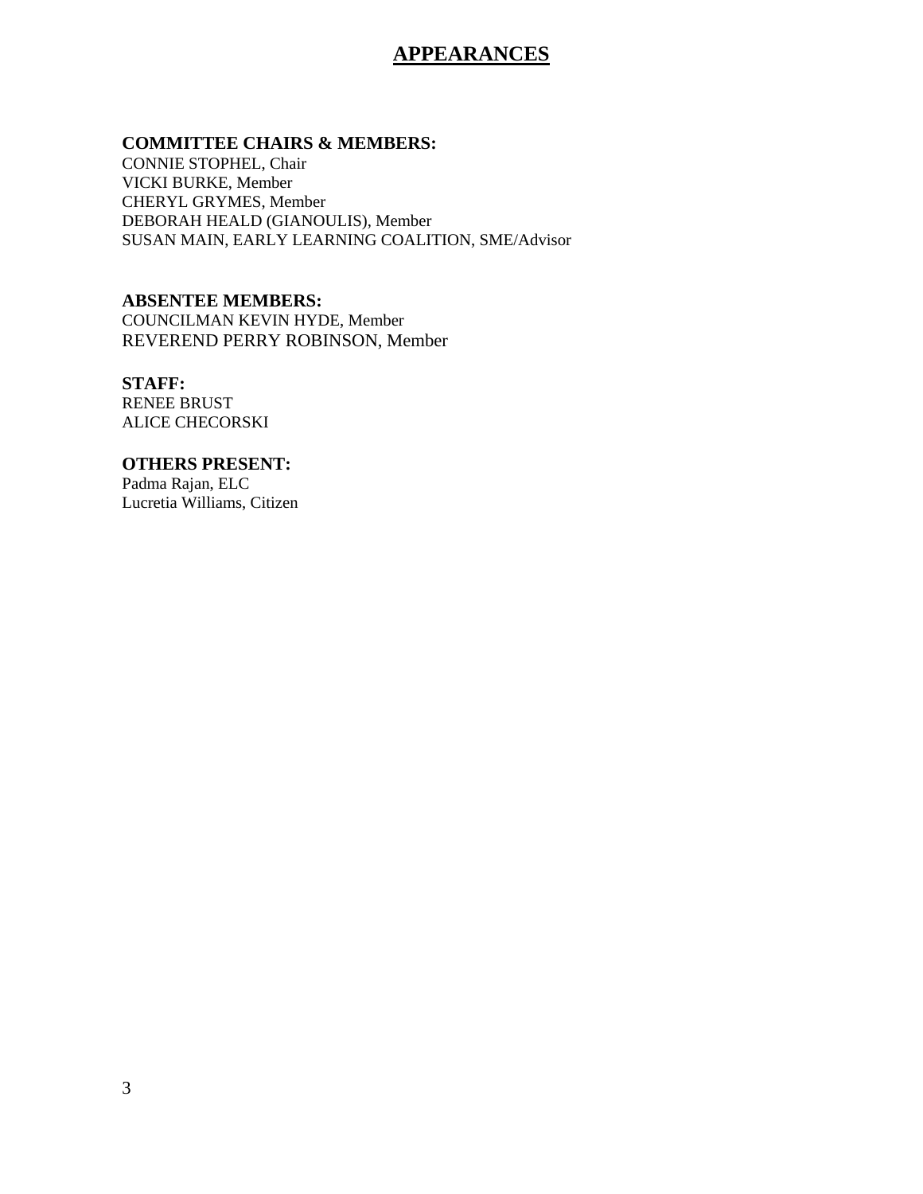# APPEARANCES

**COMMITTEE CHAIRS & MEMBERS:**
CONNIE STOPHEL, Chair
VICKI BURKE, Member
CHERYL GRYMES, Member
DEBORAH HEALD (GIANOULIS), Member
SUSAN MAIN, EARLY LEARNING COALITION, SME/Advisor

**ABSENTEE MEMBERS:**
COUNCILMAN KEVIN HYDE, Member
REVEREND PERRY ROBINSON, Member

**STAFF:**
RENEE BRUST
ALICE CHECORSKI

**OTHERS PRESENT:**
Padma Rajan, ELC
Lucretia Williams, Citizen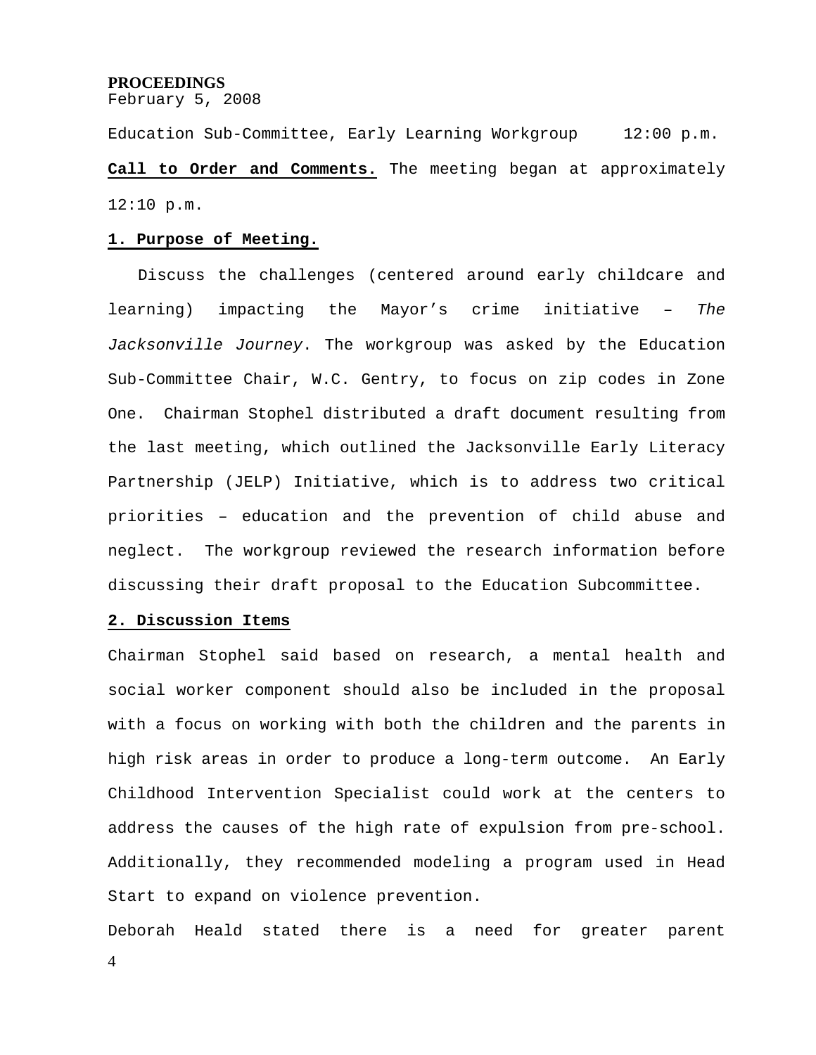**PROCEEDINGS**
February 5, 2008

Education Sub-Committee, Early Learning Workgroup 12:00 p.m.

**Call to Order and Comments.** The meeting began at approximately 12:10 p.m.

**1. Purpose of Meeting.**

Discuss the challenges (centered around early childcare and learning) impacting the Mayor's crime initiative – *The Jacksonville Journey*. The workgroup was asked by the Education Sub-Committee Chair, W.C. Gentry, to focus on zip codes in Zone One. Chairman Stophel distributed a draft document resulting from the last meeting, which outlined the Jacksonville Early Literacy Partnership (JELP) Initiative, which is to address two critical priorities – education and the prevention of child abuse and neglect. The workgroup reviewed the research information before discussing their draft proposal to the Education Subcommittee.

**2. Discussion Items**

Chairman Stophel said based on research, a mental health and social worker component should also be included in the proposal with a focus on working with both the children and the parents in high risk areas in order to produce a long-term outcome. An Early Childhood Intervention Specialist could work at the centers to address the causes of the high rate of expulsion from pre-school. Additionally, they recommended modeling a program used in Head Start to expand on violence prevention.

Deborah Heald stated there is a need for greater parent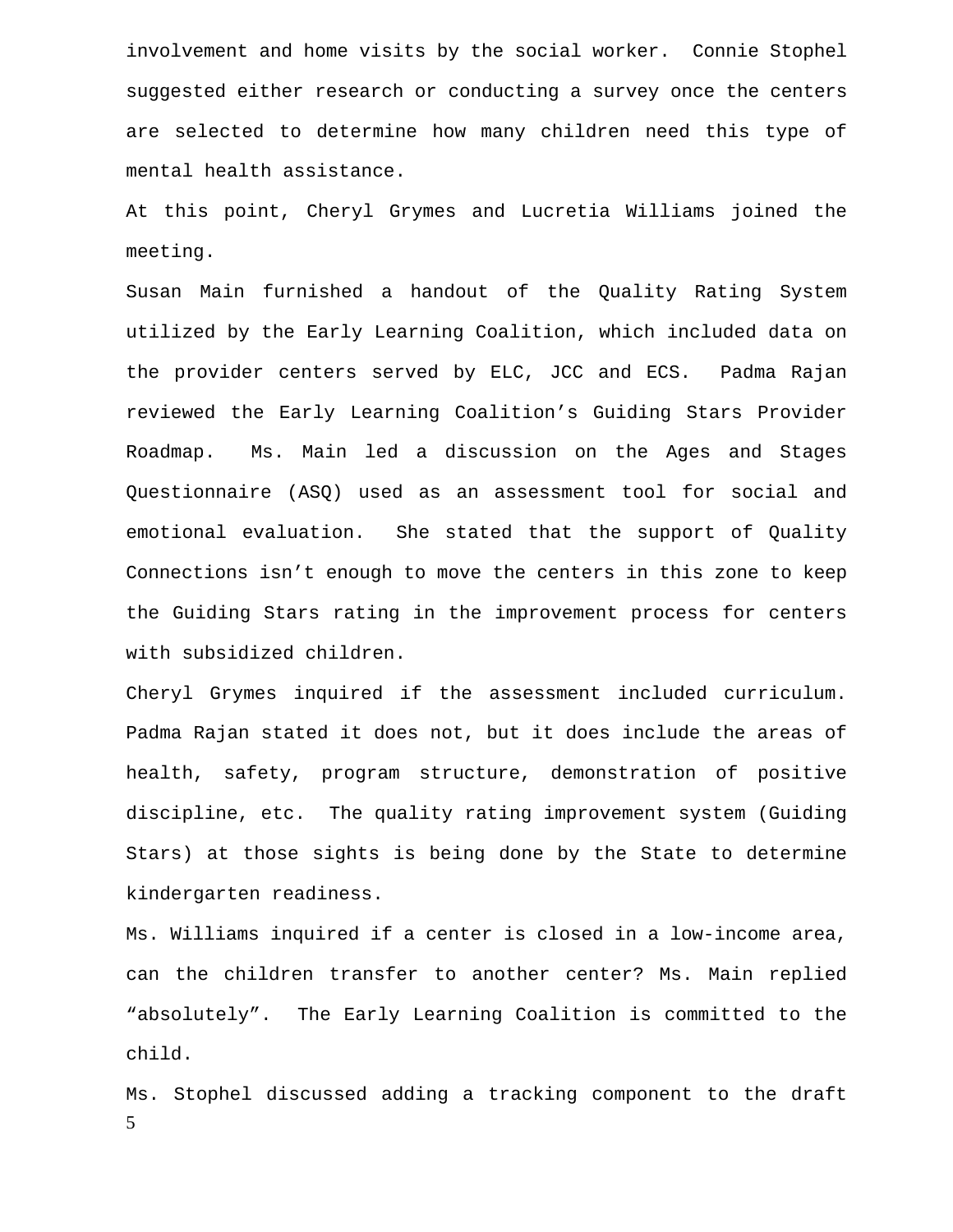involvement and home visits by the social worker. Connie Stophel suggested either research or conducting a survey once the centers are selected to determine how many children need this type of mental health assistance.

At this point, Cheryl Grymes and Lucretia Williams joined the meeting.

Susan Main furnished a handout of the Quality Rating System utilized by the Early Learning Coalition, which included data on the provider centers served by ELC, JCC and ECS. Padma Rajan reviewed the Early Learning Coalition's Guiding Stars Provider Roadmap. Ms. Main led a discussion on the Ages and Stages Questionnaire (ASQ) used as an assessment tool for social and emotional evaluation. She stated that the support of Quality Connections isn't enough to move the centers in this zone to keep the Guiding Stars rating in the improvement process for centers with subsidized children.

Cheryl Grymes inquired if the assessment included curriculum. Padma Rajan stated it does not, but it does include the areas of health, safety, program structure, demonstration of positive discipline, etc. The quality rating improvement system (Guiding Stars) at those sights is being done by the State to determine kindergarten readiness.

Ms. Williams inquired if a center is closed in a low-income area, can the children transfer to another center? Ms. Main replied "absolutely". The Early Learning Coalition is committed to the child.

Ms. Stophel discussed adding a tracking component to the draft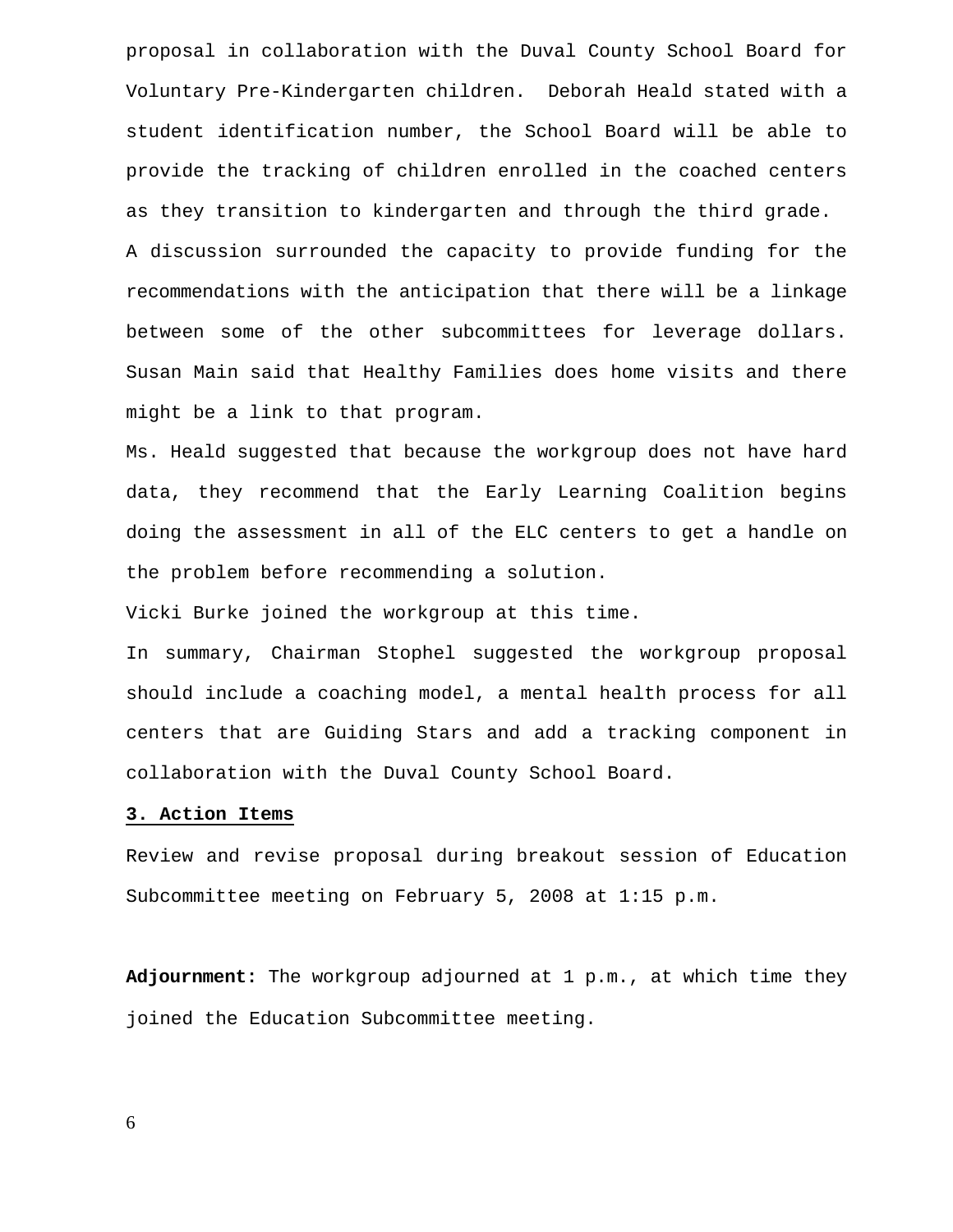proposal in collaboration with the Duval County School Board for Voluntary Pre-Kindergarten children. Deborah Heald stated with a student identification number, the School Board will be able to provide the tracking of children enrolled in the coached centers as they transition to kindergarten and through the third grade.

A discussion surrounded the capacity to provide funding for the recommendations with the anticipation that there will be a linkage between some of the other subcommittees for leverage dollars. Susan Main said that Healthy Families does home visits and there might be a link to that program.

Ms. Heald suggested that because the workgroup does not have hard data, they recommend that the Early Learning Coalition begins doing the assessment in all of the ELC centers to get a handle on the problem before recommending a solution.

Vicki Burke joined the workgroup at this time.

In summary, Chairman Stophel suggested the workgroup proposal should include a coaching model, a mental health process for all centers that are Guiding Stars and add a tracking component in collaboration with the Duval County School Board.

**3. Action Items**

Review and revise proposal during breakout session of Education Subcommittee meeting on February 5, 2008 at 1:15 p.m.

**Adjournment:** The workgroup adjourned at 1 p.m., at which time they joined the Education Subcommittee meeting.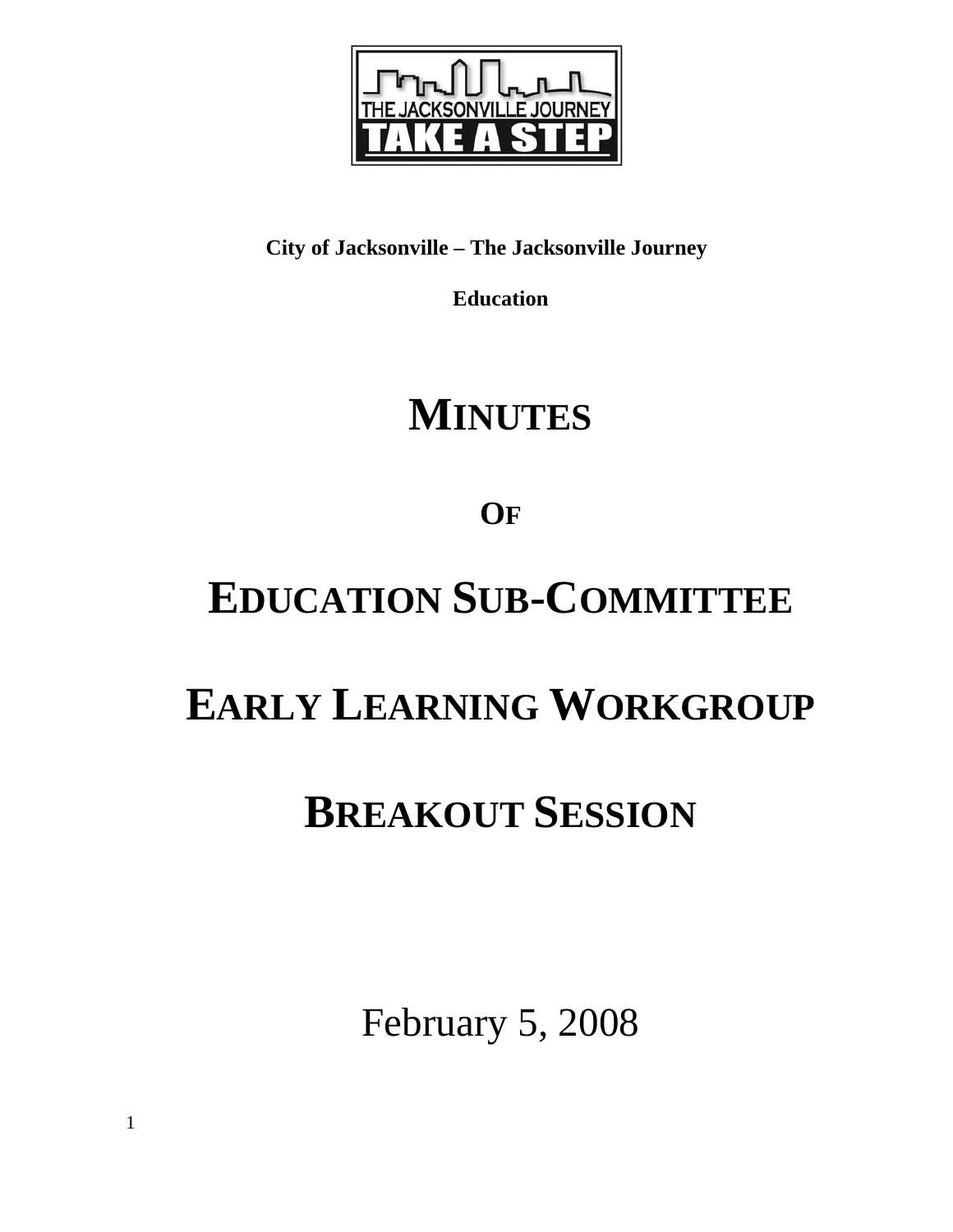**City of Jacksonville – The Jacksonville Journey**

**Education**

# MINUTES

# OF

# EDUCATION SUB-COMMITTEE

# EARLY LEARNING WORKGROUP

# BREAKOUT SESSION

February 5, 2008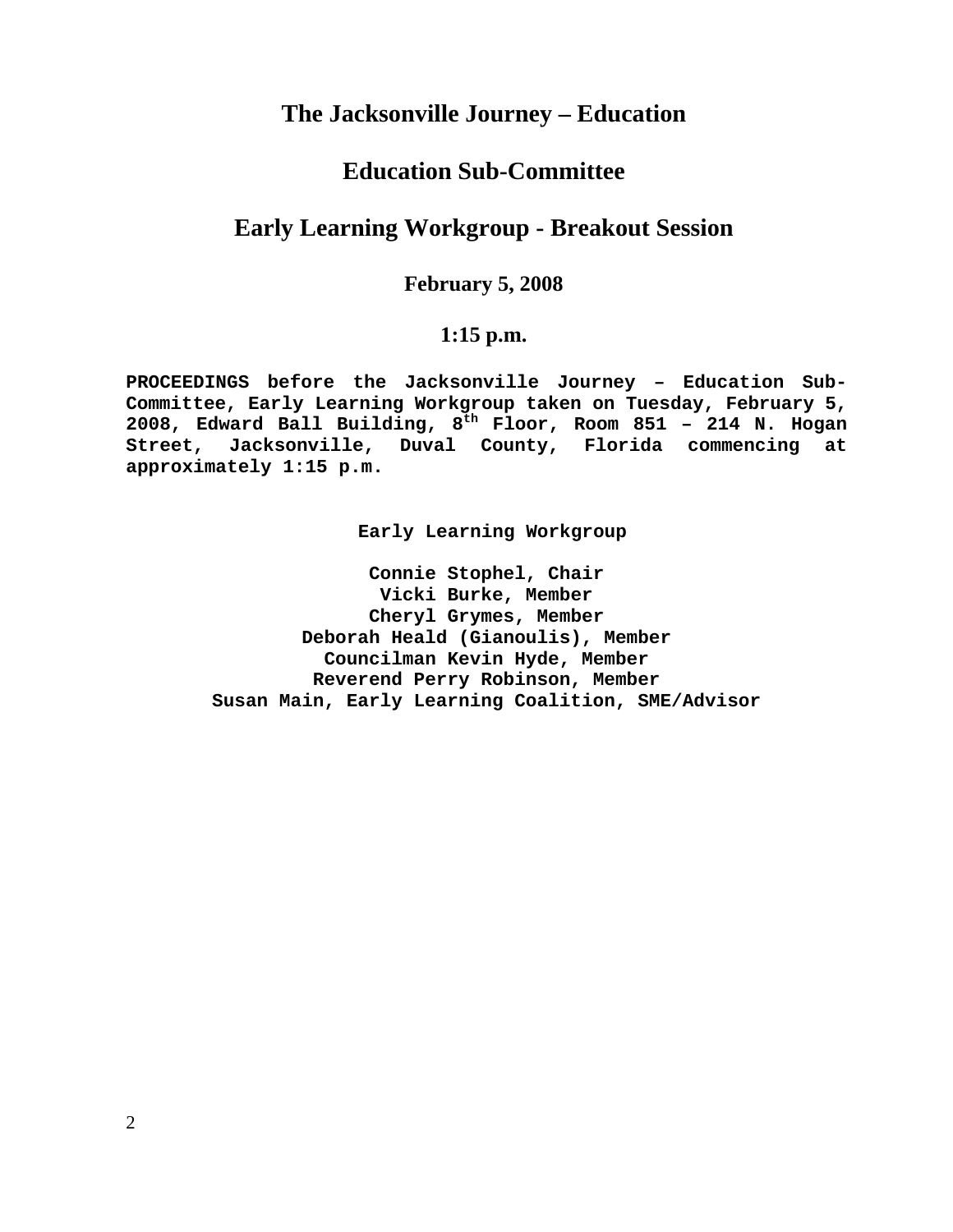# The Jacksonville Journey – Education

## Education Sub-Committee

## Early Learning Workgroup - Breakout Session

**February 5, 2008**

**1:15 p.m.**

**PROCEEDINGS before the Jacksonville Journey – Education Sub-Committee, Early Learning Workgroup taken on Tuesday, February 5, 2008, Edward Ball Building, 8th Floor, Room 851 – 214 N. Hogan Street, Jacksonville, Duval County, Florida commencing at approximately 1:15 p.m.**

**Early Learning Workgroup**

**Connie Stophel, Chair**
**Vicki Burke, Member**
**Cheryl Grymes, Member**
**Deborah Heald (Gianoulis), Member**
**Councilman Kevin Hyde, Member**
**Reverend Perry Robinson, Member**
**Susan Main, Early Learning Coalition, SME/Advisor**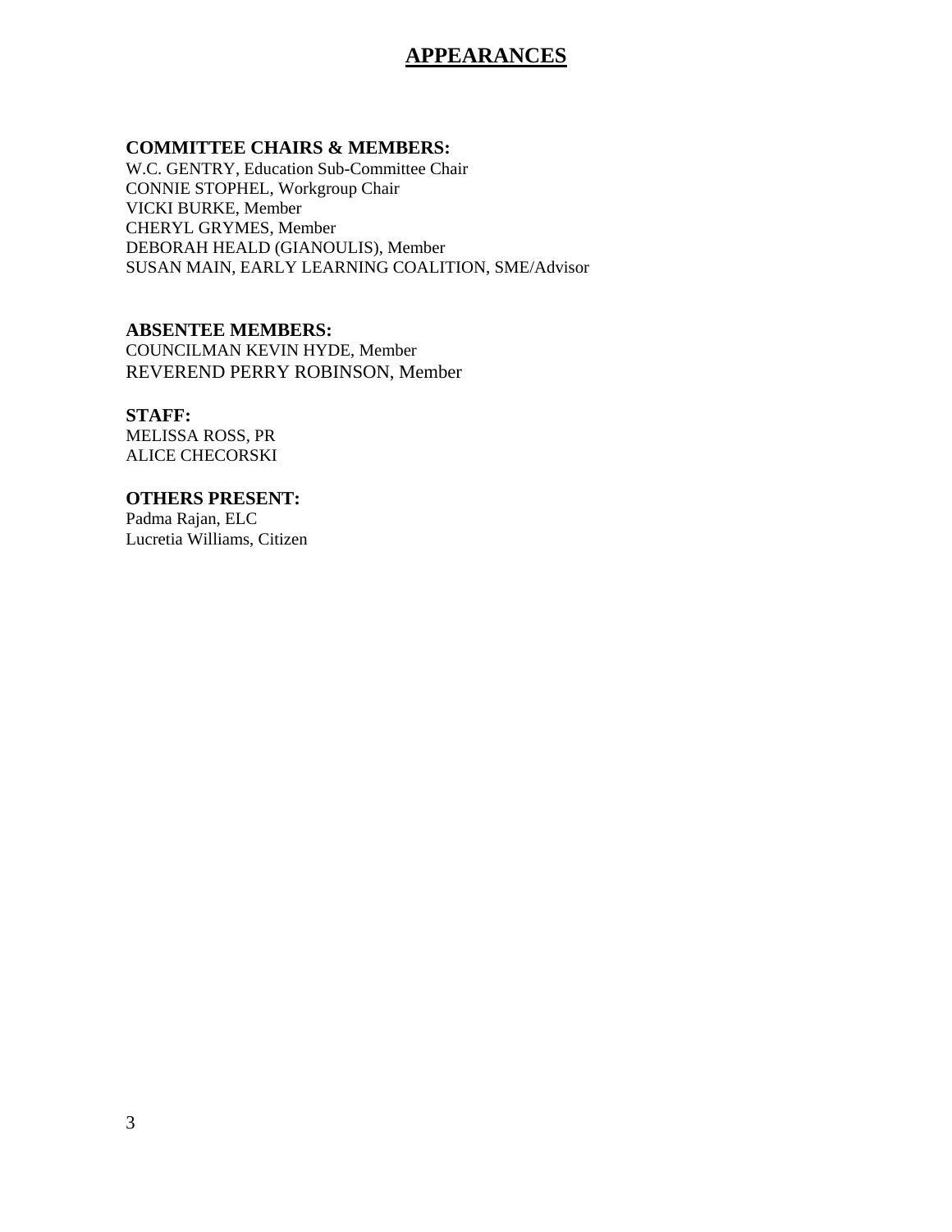# APPEARANCES

**COMMITTEE CHAIRS & MEMBERS:**
W.C. GENTRY, Education Sub-Committee Chair
CONNIE STOPHEL, Workgroup Chair
VICKI BURKE, Member
CHERYL GRYMES, Member
DEBORAH HEALD (GIANOULIS), Member
SUSAN MAIN, EARLY LEARNING COALITION, SME/Advisor

**ABSENTEE MEMBERS:**
COUNCILMAN KEVIN HYDE, Member
REVEREND PERRY ROBINSON, Member

**STAFF:**
MELISSA ROSS, PR
ALICE CHECORSKI

**OTHERS PRESENT:**
Padma Rajan, ELC
Lucretia Williams, Citizen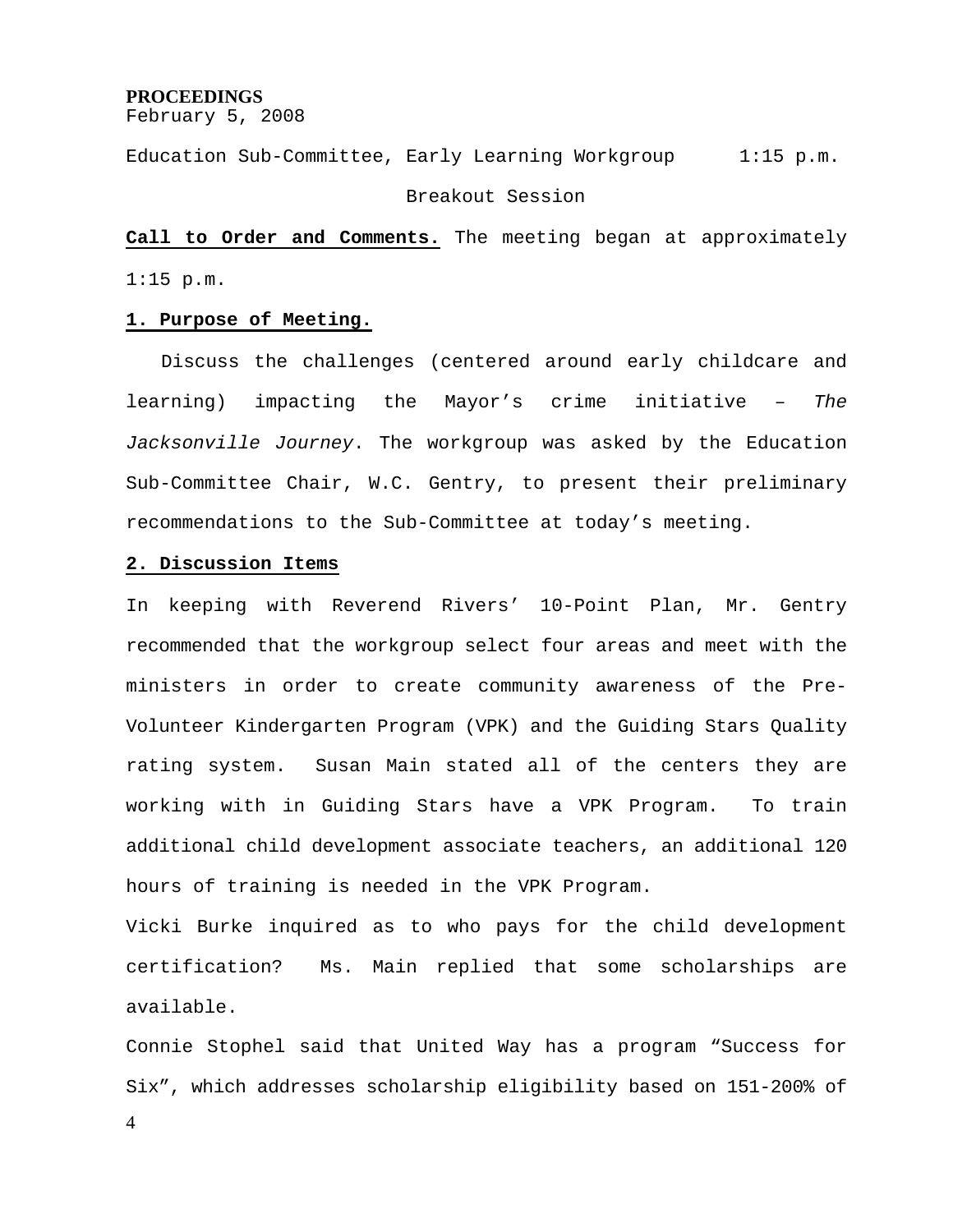**PROCEEDINGS**
February 5, 2008

Education Sub-Committee, Early Learning Workgroup 1:15 p.m.

Breakout Session

**Call to Order and Comments.** The meeting began at approximately 1:15 p.m.

**1. Purpose of Meeting.**

Discuss the challenges (centered around early childcare and learning) impacting the Mayor's crime initiative – *The Jacksonville Journey*. The workgroup was asked by the Education Sub-Committee Chair, W.C. Gentry, to present their preliminary recommendations to the Sub-Committee at today's meeting.

**2. Discussion Items**

In keeping with Reverend Rivers' 10-Point Plan, Mr. Gentry recommended that the workgroup select four areas and meet with the ministers in order to create community awareness of the Pre-Volunteer Kindergarten Program (VPK) and the Guiding Stars Quality rating system. Susan Main stated all of the centers they are working with in Guiding Stars have a VPK Program. To train additional child development associate teachers, an additional 120 hours of training is needed in the VPK Program.

Vicki Burke inquired as to who pays for the child development certification? Ms. Main replied that some scholarships are available.

Connie Stophel said that United Way has a program "Success for Six", which addresses scholarship eligibility based on 151-200% of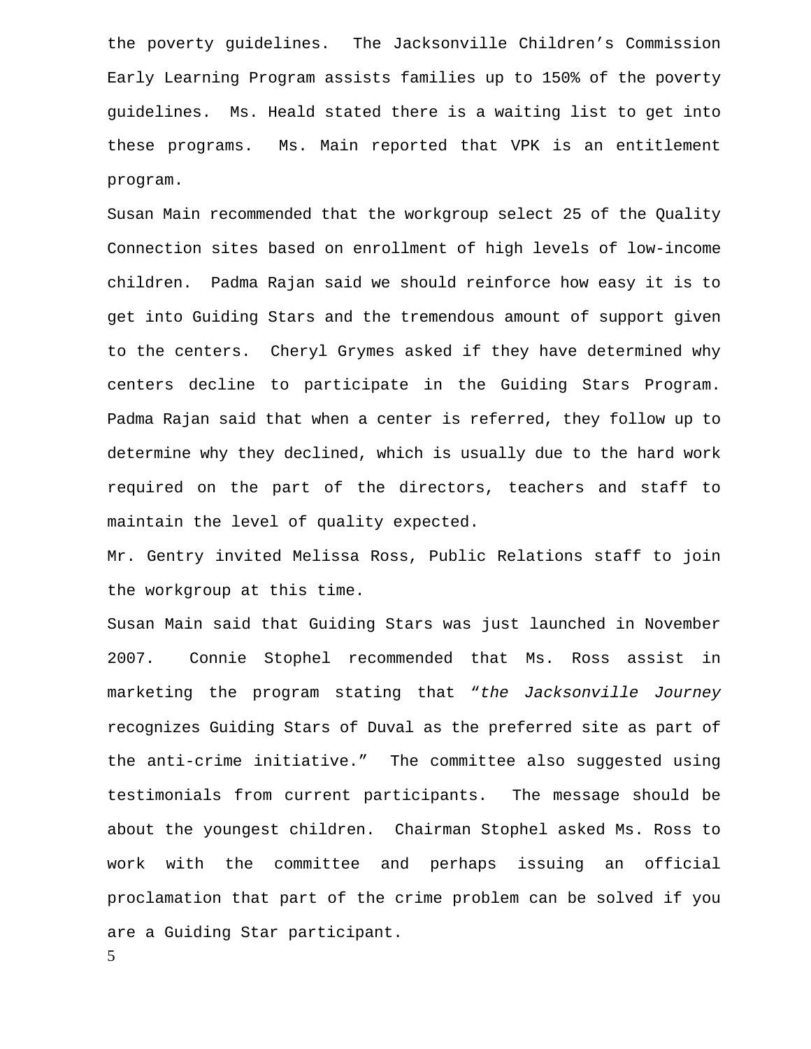the poverty guidelines. The Jacksonville Children's Commission Early Learning Program assists families up to 150% of the poverty guidelines. Ms. Heald stated there is a waiting list to get into these programs. Ms. Main reported that VPK is an entitlement program.

Susan Main recommended that the workgroup select 25 of the Quality Connection sites based on enrollment of high levels of low-income children. Padma Rajan said we should reinforce how easy it is to get into Guiding Stars and the tremendous amount of support given to the centers. Cheryl Grymes asked if they have determined why centers decline to participate in the Guiding Stars Program. Padma Rajan said that when a center is referred, they follow up to determine why they declined, which is usually due to the hard work required on the part of the directors, teachers and staff to maintain the level of quality expected.

Mr. Gentry invited Melissa Ross, Public Relations staff to join the workgroup at this time.

Susan Main said that Guiding Stars was just launched in November 2007. Connie Stophel recommended that Ms. Ross assist in marketing the program stating that "*the Jacksonville Journey* recognizes Guiding Stars of Duval as the preferred site as part of the anti-crime initiative." The committee also suggested using testimonials from current participants. The message should be about the youngest children. Chairman Stophel asked Ms. Ross to work with the committee and perhaps issuing an official proclamation that part of the crime problem can be solved if you are a Guiding Star participant.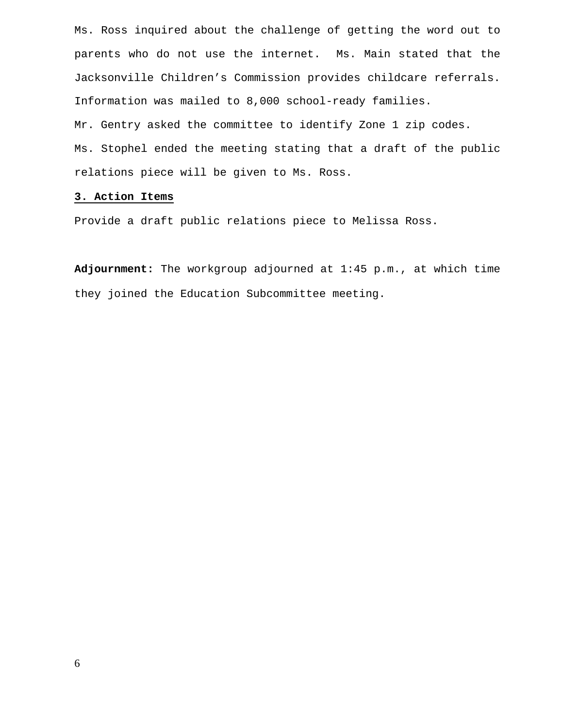Ms. Ross inquired about the challenge of getting the word out to parents who do not use the internet. Ms. Main stated that the Jacksonville Children's Commission provides childcare referrals. Information was mailed to 8,000 school-ready families.

Mr. Gentry asked the committee to identify Zone 1 zip codes.

Ms. Stophel ended the meeting stating that a draft of the public relations piece will be given to Ms. Ross.

**3. Action Items**

Provide a draft public relations piece to Melissa Ross.

**Adjournment:** The workgroup adjourned at 1:45 p.m., at which time they joined the Education Subcommittee meeting.